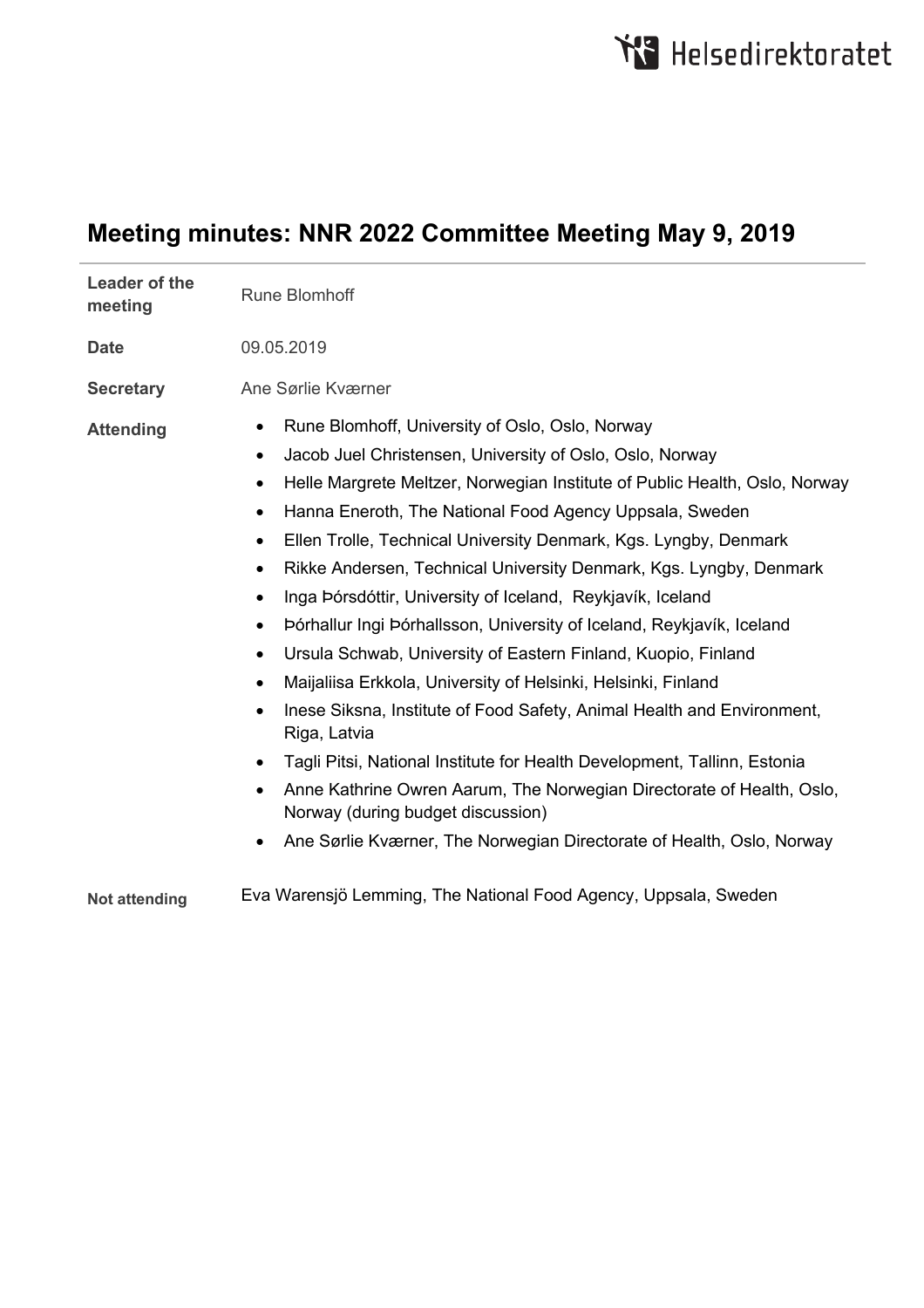# Meeting minutes: NNR 2022 Committee Meeting May 9, 2019

| | |
|---|---|
| **Leader of the meeting** | Rune Blomhoff |
| **Date** | 09.05.2019 |
| **Secretary** | Ane Sørlie Kværner |
| **Attending** | • Rune Blomhoff, University of Oslo, Oslo, Norway<br>• Jacob Juel Christensen, University of Oslo, Oslo, Norway<br>• Helle Margrete Meltzer, Norwegian Institute of Public Health, Oslo, Norway<br>• Hanna Eneroth, The National Food Agency Uppsala, Sweden<br>• Ellen Trolle, Technical University Denmark, Kgs. Lyngby, Denmark<br>• Rikke Andersen, Technical University Denmark, Kgs. Lyngby, Denmark<br>• Inga Þórsdóttir, University of Iceland, Reykjavík, Iceland<br>• Þórhallur Ingi Þórhallsson, University of Iceland, Reykjavík, Iceland<br>• Ursula Schwab, University of Eastern Finland, Kuopio, Finland<br>• Maijaliisa Erkkola, University of Helsinki, Helsinki, Finland<br>• Inese Siksna, Institute of Food Safety, Animal Health and Environment, Riga, Latvia<br>• Tagli Pitsi, National Institute for Health Development, Tallinn, Estonia<br>• Anne Kathrine Owren Aarum, The Norwegian Directorate of Health, Oslo, Norway (during budget discussion)<br>• Ane Sørlie Kværner, The Norwegian Directorate of Health, Oslo, Norway |
| **Not attending** | Eva Warensjö Lemming, The National Food Agency, Uppsala, Sweden |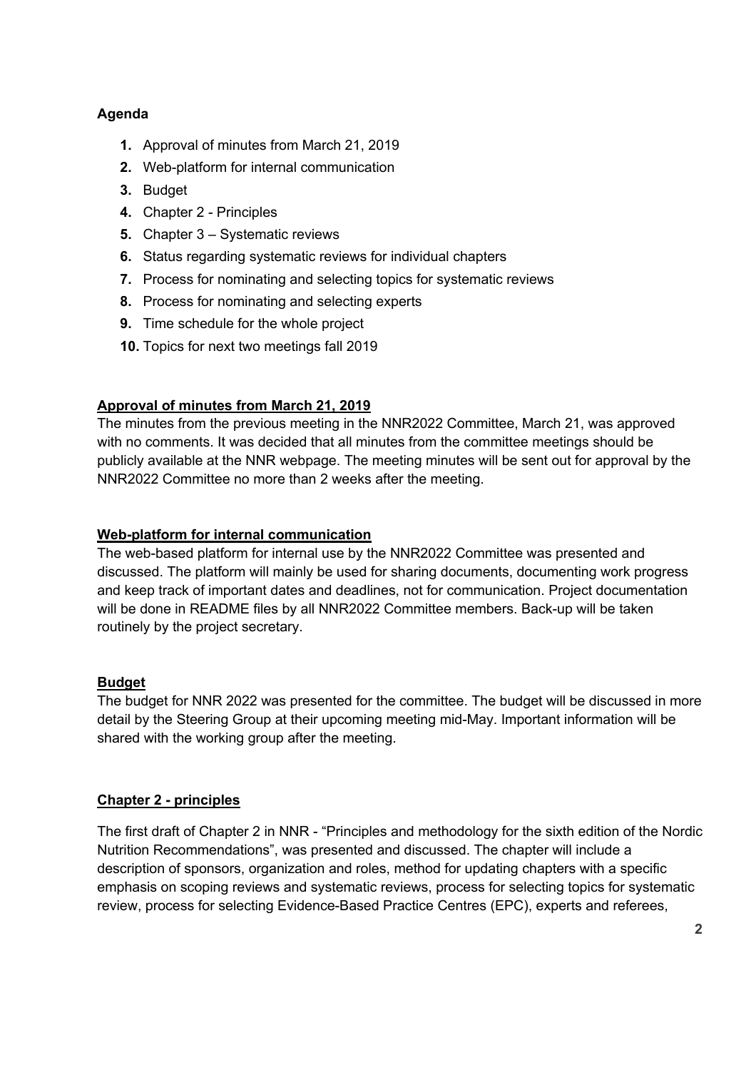**Agenda**

1. Approval of minutes from March 21, 2019
2. Web-platform for internal communication
3. Budget
4. Chapter 2 - Principles
5. Chapter 3 – Systematic reviews
6. Status regarding systematic reviews for individual chapters
7. Process for nominating and selecting topics for systematic reviews
8. Process for nominating and selecting experts
9. Time schedule for the whole project
10. Topics for next two meetings fall 2019

## Approval of minutes from March 21, 2019

The minutes from the previous meeting in the NNR2022 Committee, March 21, was approved with no comments. It was decided that all minutes from the committee meetings should be publicly available at the NNR webpage. The meeting minutes will be sent out for approval by the NNR2022 Committee no more than 2 weeks after the meeting.

## Web-platform for internal communication

The web-based platform for internal use by the NNR2022 Committee was presented and discussed. The platform will mainly be used for sharing documents, documenting work progress and keep track of important dates and deadlines, not for communication. Project documentation will be done in README files by all NNR2022 Committee members. Back-up will be taken routinely by the project secretary.

## Budget

The budget for NNR 2022 was presented for the committee. The budget will be discussed in more detail by the Steering Group at their upcoming meeting mid-May. Important information will be shared with the working group after the meeting.

## Chapter 2 - principles

The first draft of Chapter 2 in NNR - "Principles and methodology for the sixth edition of the Nordic Nutrition Recommendations", was presented and discussed. The chapter will include a description of sponsors, organization and roles, method for updating chapters with a specific emphasis on scoping reviews and systematic reviews, process for selecting topics for systematic review, process for selecting Evidence-Based Practice Centres (EPC), experts and referees,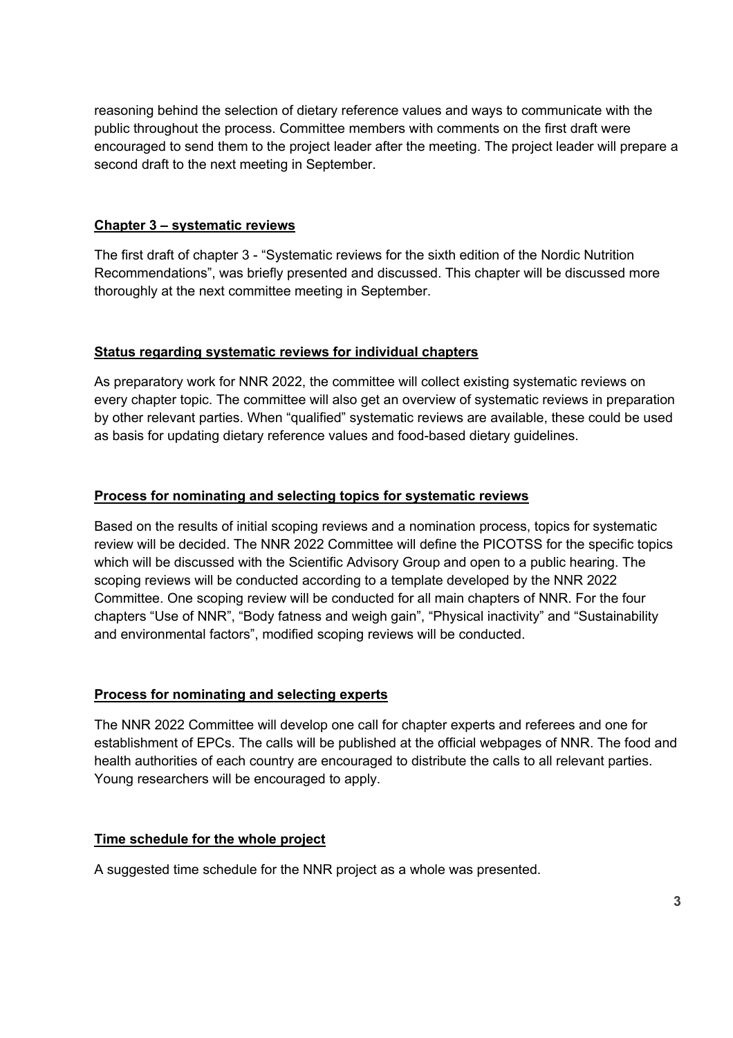reasoning behind the selection of dietary reference values and ways to communicate with the public throughout the process. Committee members with comments on the first draft were encouraged to send them to the project leader after the meeting. The project leader will prepare a second draft to the next meeting in September.

## Chapter 3 – systematic reviews

The first draft of chapter 3 - "Systematic reviews for the sixth edition of the Nordic Nutrition Recommendations", was briefly presented and discussed. This chapter will be discussed more thoroughly at the next committee meeting in September.

## Status regarding systematic reviews for individual chapters

As preparatory work for NNR 2022, the committee will collect existing systematic reviews on every chapter topic. The committee will also get an overview of systematic reviews in preparation by other relevant parties. When "qualified" systematic reviews are available, these could be used as basis for updating dietary reference values and food-based dietary guidelines.

## Process for nominating and selecting topics for systematic reviews

Based on the results of initial scoping reviews and a nomination process, topics for systematic review will be decided. The NNR 2022 Committee will define the PICOTSS for the specific topics which will be discussed with the Scientific Advisory Group and open to a public hearing. The scoping reviews will be conducted according to a template developed by the NNR 2022 Committee. One scoping review will be conducted for all main chapters of NNR. For the four chapters "Use of NNR", "Body fatness and weigh gain", "Physical inactivity" and "Sustainability and environmental factors", modified scoping reviews will be conducted.

## Process for nominating and selecting experts

The NNR 2022 Committee will develop one call for chapter experts and referees and one for establishment of EPCs. The calls will be published at the official webpages of NNR. The food and health authorities of each country are encouraged to distribute the calls to all relevant parties. Young researchers will be encouraged to apply.

## Time schedule for the whole project

A suggested time schedule for the NNR project as a whole was presented.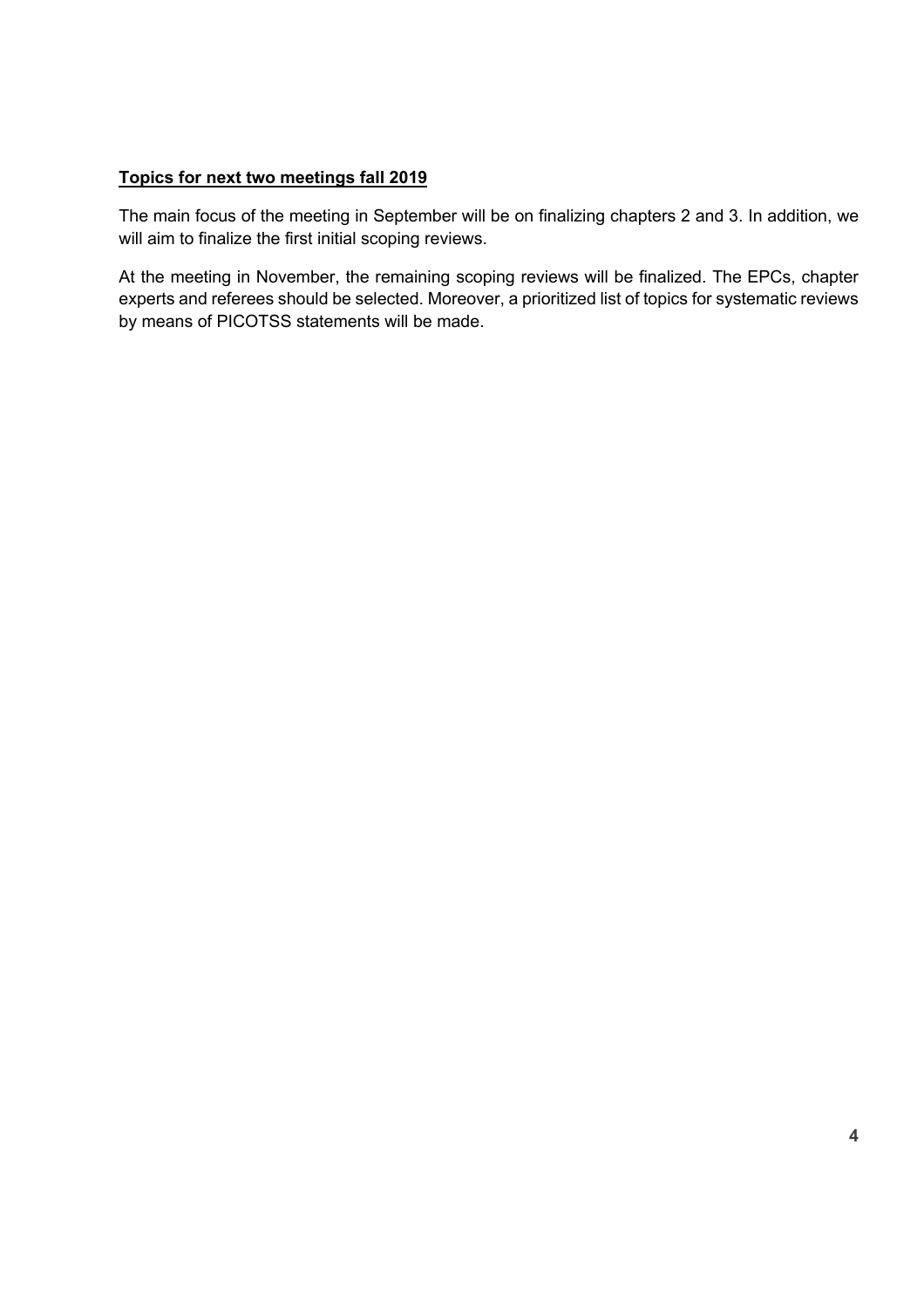**Topics for next two meetings fall 2019**

The main focus of the meeting in September will be on finalizing chapters 2 and 3. In addition, we will aim to finalize the first initial scoping reviews.

At the meeting in November, the remaining scoping reviews will be finalized. The EPCs, chapter experts and referees should be selected. Moreover, a prioritized list of topics for systematic reviews by means of PICOTSS statements will be made.